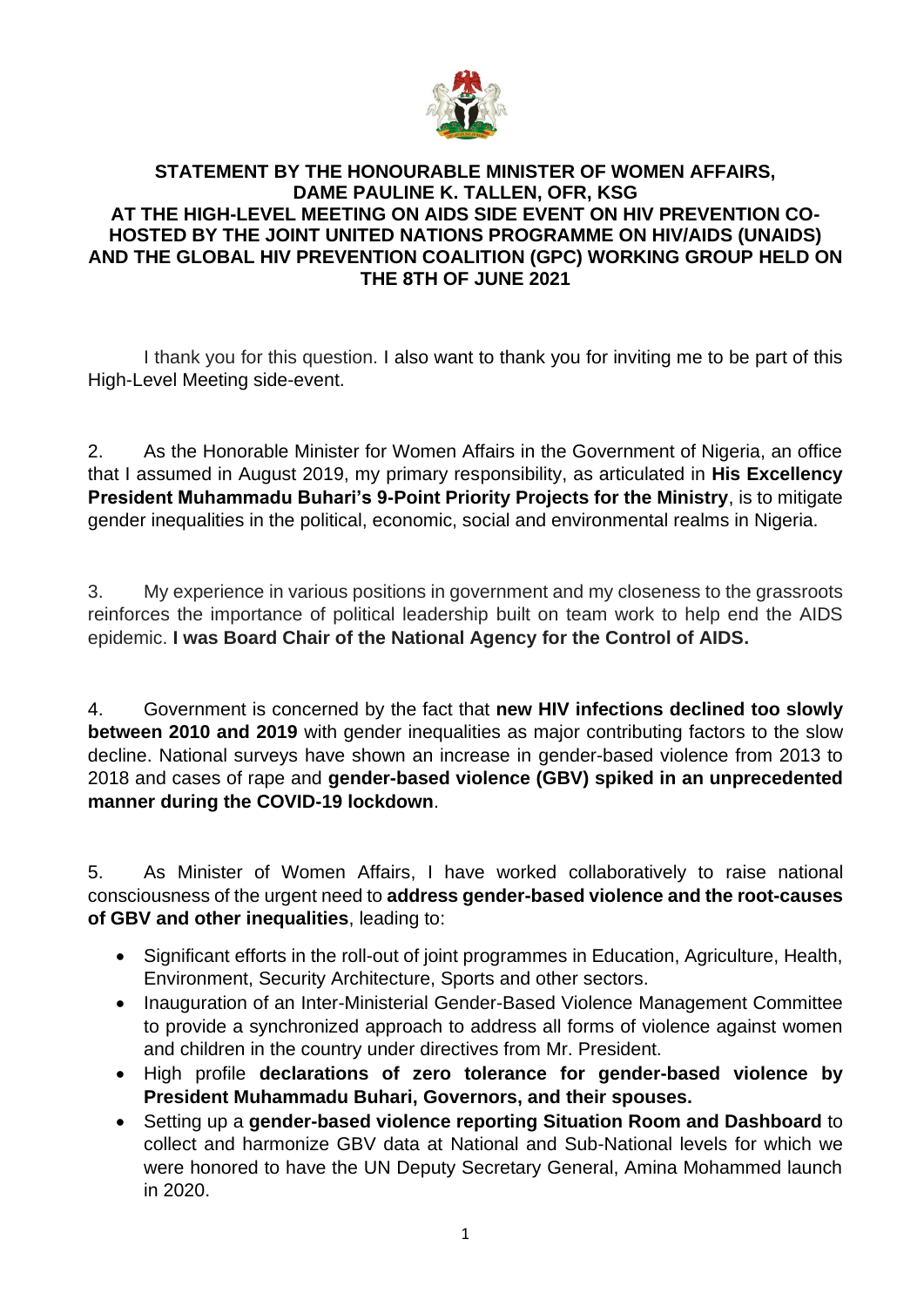**STATEMENT BY THE HONOURABLE MINISTER OF WOMEN AFFAIRS, DAME PAULINE K. TALLEN, OFR, KSG AT THE HIGH-LEVEL MEETING ON AIDS SIDE EVENT ON HIV PREVENTION CO-HOSTED BY THE JOINT UNITED NATIONS PROGRAMME ON HIV/AIDS (UNAIDS) AND THE GLOBAL HIV PREVENTION COALITION (GPC) WORKING GROUP HELD ON THE 8TH OF JUNE 2021**

I thank you for this question. I also want to thank you for inviting me to be part of this High-Level Meeting side-event.

2. As the Honorable Minister for Women Affairs in the Government of Nigeria, an office that I assumed in August 2019, my primary responsibility, as articulated in **His Excellency President Muhammadu Buhari's 9-Point Priority Projects for the Ministry**, is to mitigate gender inequalities in the political, economic, social and environmental realms in Nigeria.

3. My experience in various positions in government and my closeness to the grassroots reinforces the importance of political leadership built on team work to help end the AIDS epidemic. **I was Board Chair of the National Agency for the Control of AIDS.**

4. Government is concerned by the fact that **new HIV infections declined too slowly between 2010 and 2019** with gender inequalities as major contributing factors to the slow decline. National surveys have shown an increase in gender-based violence from 2013 to 2018 and cases of rape and **gender-based violence (GBV) spiked in an unprecedented manner during the COVID-19 lockdown**.

5. As Minister of Women Affairs, I have worked collaboratively to raise national consciousness of the urgent need to **address gender-based violence and the root-causes of GBV and other inequalities**, leading to:

- Significant efforts in the roll-out of joint programmes in Education, Agriculture, Health, Environment, Security Architecture, Sports and other sectors.
- Inauguration of an Inter-Ministerial Gender-Based Violence Management Committee to provide a synchronized approach to address all forms of violence against women and children in the country under directives from Mr. President.
- High profile **declarations of zero tolerance for gender-based violence by President Muhammadu Buhari, Governors, and their spouses.**
- Setting up a **gender-based violence reporting Situation Room and Dashboard** to collect and harmonize GBV data at National and Sub-National levels for which we were honored to have the UN Deputy Secretary General, Amina Mohammed launch in 2020.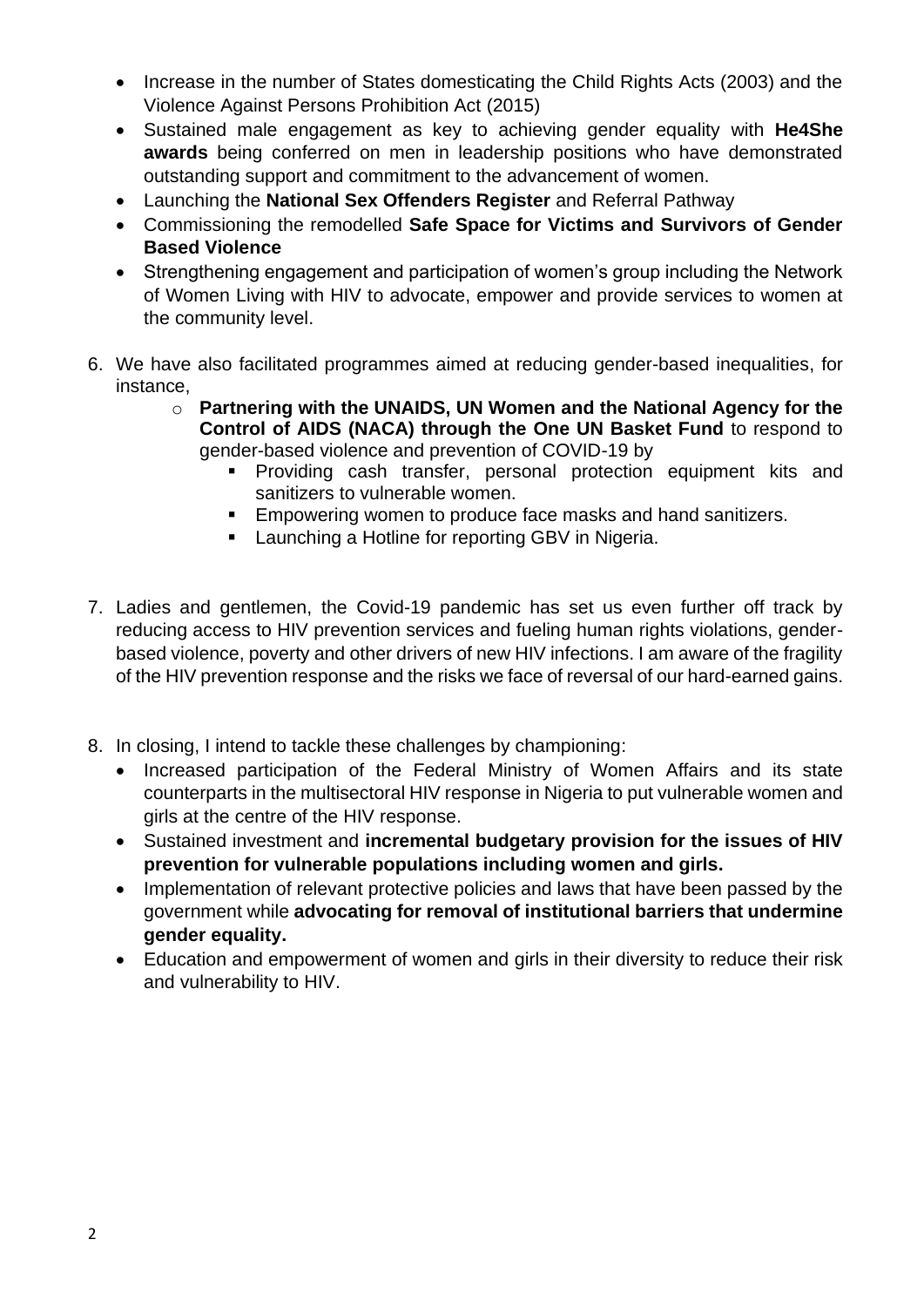- Increase in the number of States domesticating the Child Rights Acts (2003) and the Violence Against Persons Prohibition Act (2015)
- Sustained male engagement as key to achieving gender equality with **He4She awards** being conferred on men in leadership positions who have demonstrated outstanding support and commitment to the advancement of women.
- Launching the **National Sex Offenders Register** and Referral Pathway
- Commissioning the remodelled **Safe Space for Victims and Survivors of Gender Based Violence**
- Strengthening engagement and participation of women's group including the Network of Women Living with HIV to advocate, empower and provide services to women at the community level.

6. We have also facilitated programmes aimed at reducing gender-based inequalities, for instance,
    - **Partnering with the UNAIDS, UN Women and the National Agency for the Control of AIDS (NACA) through the One UN Basket Fund** to respond to gender-based violence and prevention of COVID-19 by
        - Providing cash transfer, personal protection equipment kits and sanitizers to vulnerable women.
        - Empowering women to produce face masks and hand sanitizers.
        - Launching a Hotline for reporting GBV in Nigeria.

7. Ladies and gentlemen, the Covid-19 pandemic has set us even further off track by reducing access to HIV prevention services and fueling human rights violations, gender-based violence, poverty and other drivers of new HIV infections. I am aware of the fragility of the HIV prevention response and the risks we face of reversal of our hard-earned gains.

8. In closing, I intend to tackle these challenges by championing:
    - Increased participation of the Federal Ministry of Women Affairs and its state counterparts in the multisectoral HIV response in Nigeria to put vulnerable women and girls at the centre of the HIV response.
    - Sustained investment and **incremental budgetary provision for the issues of HIV prevention for vulnerable populations including women and girls.**
    - Implementation of relevant protective policies and laws that have been passed by the government while **advocating for removal of institutional barriers that undermine gender equality.**
    - Education and empowerment of women and girls in their diversity to reduce their risk and vulnerability to HIV.